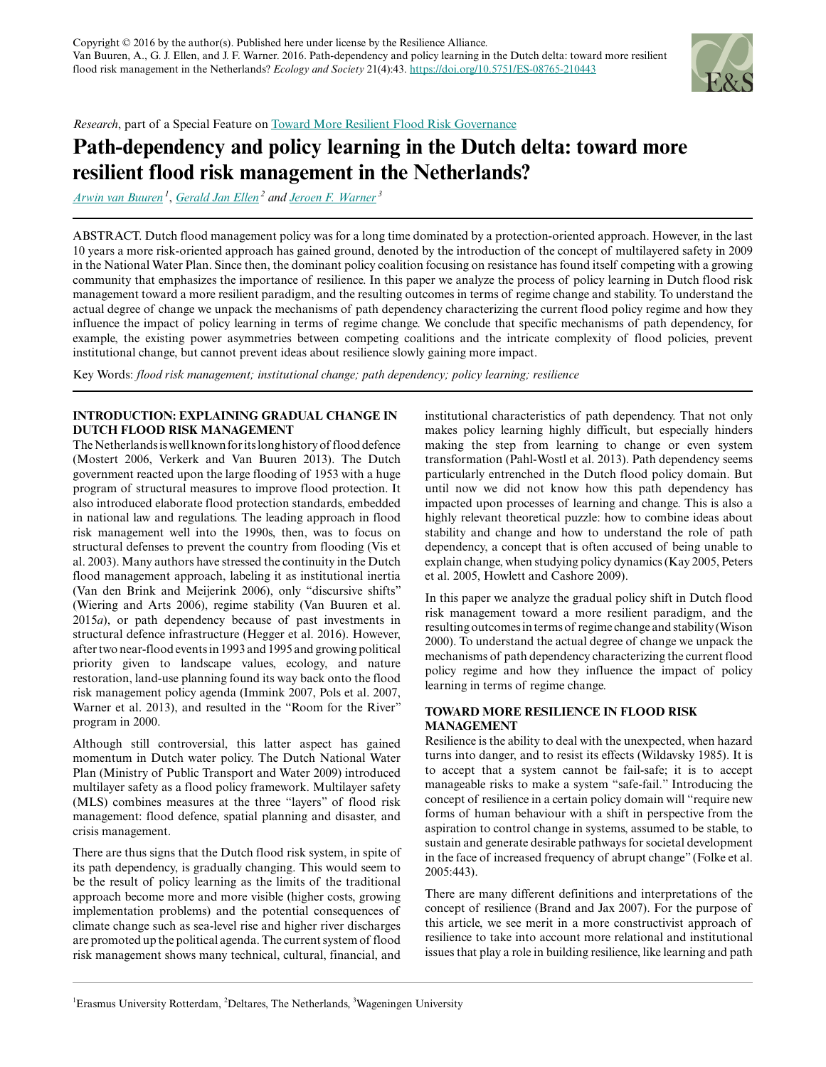Copyright © 2016 by the author(s). Published here under license by the Resilience Alliance.
Van Buuren, A., G. J. Ellen, and J. F. Warner. 2016. Path-dependency and policy learning in the Dutch delta: toward more resilient flood risk management in the Netherlands? *Ecology and Society* 21(4):43. https://doi.org/10.5751/ES-08765-210443

*Research*, part of a Special Feature on Toward More Resilient Flood Risk Governance

# Path-dependency and policy learning in the Dutch delta: toward more resilient flood risk management in the Netherlands?

*Arwin van Buuren* [1], *Gerald Jan Ellen* [2] and *Jeroen F. Warner* [3]

ABSTRACT. Dutch flood management policy was for a long time dominated by a protection-oriented approach. However, in the last 10 years a more risk-oriented approach has gained ground, denoted by the introduction of the concept of multilayered safety in 2009 in the National Water Plan. Since then, the dominant policy coalition focusing on resistance has found itself competing with a growing community that emphasizes the importance of resilience. In this paper we analyze the process of policy learning in Dutch flood risk management toward a more resilient paradigm, and the resulting outcomes in terms of regime change and stability. To understand the actual degree of change we unpack the mechanisms of path dependency characterizing the current flood policy regime and how they influence the impact of policy learning in terms of regime change. We conclude that specific mechanisms of path dependency, for example, the existing power asymmetries between competing coalitions and the intricate complexity of flood policies, prevent institutional change, but cannot prevent ideas about resilience slowly gaining more impact.

Key Words: *flood risk management; institutional change; path dependency; policy learning; resilience*

## INTRODUCTION: EXPLAINING GRADUAL CHANGE IN DUTCH FLOOD RISK MANAGEMENT

The Netherlands is well known for its long history of flood defence (Mostert 2006, Verkerk and Van Buuren 2013). The Dutch government reacted upon the large flooding of 1953 with a huge program of structural measures to improve flood protection. It also introduced elaborate flood protection standards, embedded in national law and regulations. The leading approach in flood risk management well into the 1990s, then, was to focus on structural defenses to prevent the country from flooding (Vis et al. 2003). Many authors have stressed the continuity in the Dutch flood management approach, labeling it as institutional inertia (Van den Brink and Meijerink 2006), only "discursive shifts" (Wiering and Arts 2006), regime stability (Van Buuren et al. 2015*a*), or path dependency because of past investments in structural defence infrastructure (Hegger et al. 2016). However, after two near-flood events in 1993 and 1995 and growing political priority given to landscape values, ecology, and nature restoration, land-use planning found its way back onto the flood risk management policy agenda (Immink 2007, Pols et al. 2007, Warner et al. 2013), and resulted in the "Room for the River" program in 2000.

Although still controversial, this latter aspect has gained momentum in Dutch water policy. The Dutch National Water Plan (Ministry of Public Transport and Water 2009) introduced multilayer safety as a flood policy framework. Multilayer safety (MLS) combines measures at the three "layers" of flood risk management: flood defence, spatial planning and disaster, and crisis management.

There are thus signs that the Dutch flood risk system, in spite of its path dependency, is gradually changing. This would seem to be the result of policy learning as the limits of the traditional approach become more and more visible (higher costs, growing implementation problems) and the potential consequences of climate change such as sea-level rise and higher river discharges are promoted up the political agenda. The current system of flood risk management shows many technical, cultural, financial, and institutional characteristics of path dependency. That not only makes policy learning highly difficult, but especially hinders making the step from learning to change or even system transformation (Pahl-Wostl et al. 2013). Path dependency seems particularly entrenched in the Dutch flood policy domain. But until now we did not know how this path dependency has impacted upon processes of learning and change. This is also a highly relevant theoretical puzzle: how to combine ideas about stability and change and how to understand the role of path dependency, a concept that is often accused of being unable to explain change, when studying policy dynamics (Kay 2005, Peters et al. 2005, Howlett and Cashore 2009).

In this paper we analyze the gradual policy shift in Dutch flood risk management toward a more resilient paradigm, and the resulting outcomes in terms of regime change and stability (Wison 2000). To understand the actual degree of change we unpack the mechanisms of path dependency characterizing the current flood policy regime and how they influence the impact of policy learning in terms of regime change.

## TOWARD MORE RESILIENCE IN FLOOD RISK MANAGEMENT

Resilience is the ability to deal with the unexpected, when hazard turns into danger, and to resist its effects (Wildavsky 1985). It is to accept that a system cannot be fail-safe; it is to accept manageable risks to make a system "safe-fail." Introducing the concept of resilience in a certain policy domain will "require new forms of human behaviour with a shift in perspective from the aspiration to control change in systems, assumed to be stable, to sustain and generate desirable pathways for societal development in the face of increased frequency of abrupt change" (Folke et al. 2005:443).

There are many different definitions and interpretations of the concept of resilience (Brand and Jax 2007). For the purpose of this article, we see merit in a more constructivist approach of resilience to take into account more relational and institutional issues that play a role in building resilience, like learning and path

[1] Erasmus University Rotterdam, [2] Deltares, The Netherlands, [3] Wageningen University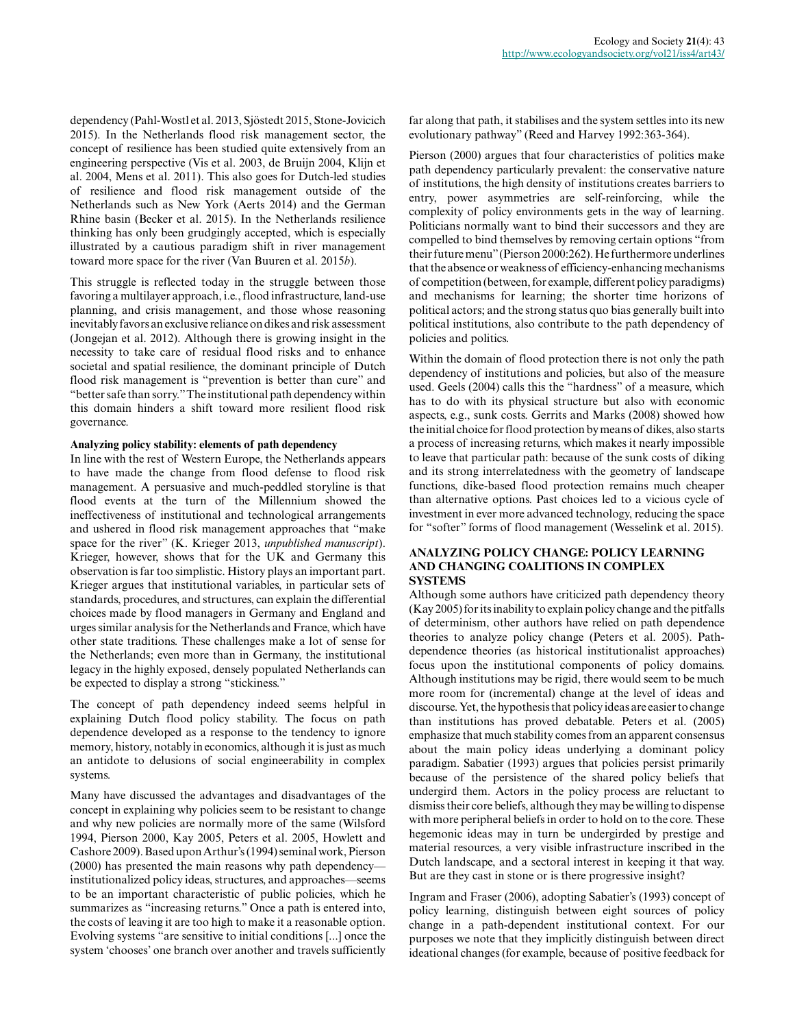dependency (Pahl-Wostl et al. 2013, Sjöstedt 2015, Stone-Jovicich 2015). In the Netherlands flood risk management sector, the concept of resilience has been studied quite extensively from an engineering perspective (Vis et al. 2003, de Bruijn 2004, Klijn et al. 2004, Mens et al. 2011). This also goes for Dutch-led studies of resilience and flood risk management outside of the Netherlands such as New York (Aerts 2014) and the German Rhine basin (Becker et al. 2015). In the Netherlands resilience thinking has only been grudgingly accepted, which is especially illustrated by a cautious paradigm shift in river management toward more space for the river (Van Buuren et al. 2015*b*).

This struggle is reflected today in the struggle between those favoring a multilayer approach, i.e., flood infrastructure, land-use planning, and crisis management, and those whose reasoning inevitably favors an exclusive reliance on dikes and risk assessment (Jongejan et al. 2012). Although there is growing insight in the necessity to take care of residual flood risks and to enhance societal and spatial resilience, the dominant principle of Dutch flood risk management is "prevention is better than cure" and "better safe than sorry." The institutional path dependency within this domain hinders a shift toward more resilient flood risk governance.

### Analyzing policy stability: elements of path dependency

In line with the rest of Western Europe, the Netherlands appears to have made the change from flood defense to flood risk management. A persuasive and much-peddled storyline is that flood events at the turn of the Millennium showed the ineffectiveness of institutional and technological arrangements and ushered in flood risk management approaches that "make space for the river" (K. Krieger 2013, *unpublished manuscript*). Krieger, however, shows that for the UK and Germany this observation is far too simplistic. History plays an important part. Krieger argues that institutional variables, in particular sets of standards, procedures, and structures, can explain the differential choices made by flood managers in Germany and England and urges similar analysis for the Netherlands and France, which have other state traditions. These challenges make a lot of sense for the Netherlands; even more than in Germany, the institutional legacy in the highly exposed, densely populated Netherlands can be expected to display a strong "stickiness."

The concept of path dependency indeed seems helpful in explaining Dutch flood policy stability. The focus on path dependence developed as a response to the tendency to ignore memory, history, notably in economics, although it is just as much an antidote to delusions of social engineerability in complex systems.

Many have discussed the advantages and disadvantages of the concept in explaining why policies seem to be resistant to change and why new policies are normally more of the same (Wilsford 1994, Pierson 2000, Kay 2005, Peters et al. 2005, Howlett and Cashore 2009). Based upon Arthur's (1994) seminal work, Pierson (2000) has presented the main reasons why path dependency—institutionalized policy ideas, structures, and approaches—seems to be an important characteristic of public policies, which he summarizes as "increasing returns." Once a path is entered into, the costs of leaving it are too high to make it a reasonable option. Evolving systems "are sensitive to initial conditions [...] once the system 'chooses' one branch over another and travels sufficiently far along that path, it stabilises and the system settles into its new evolutionary pathway" (Reed and Harvey 1992:363-364).

Pierson (2000) argues that four characteristics of politics make path dependency particularly prevalent: the conservative nature of institutions, the high density of institutions creates barriers to entry, power asymmetries are self-reinforcing, while the complexity of policy environments gets in the way of learning. Politicians normally want to bind their successors and they are compelled to bind themselves by removing certain options "from their future menu" (Pierson 2000:262). He furthermore underlines that the absence or weakness of efficiency-enhancing mechanisms of competition (between, for example, different policy paradigms) and mechanisms for learning; the shorter time horizons of political actors; and the strong status quo bias generally built into political institutions, also contribute to the path dependency of policies and politics.

Within the domain of flood protection there is not only the path dependency of institutions and policies, but also of the measure used. Geels (2004) calls this the "hardness" of a measure, which has to do with its physical structure but also with economic aspects, e.g., sunk costs. Gerrits and Marks (2008) showed how the initial choice for flood protection by means of dikes, also starts a process of increasing returns, which makes it nearly impossible to leave that particular path: because of the sunk costs of diking and its strong interrelatedness with the geometry of landscape functions, dike-based flood protection remains much cheaper than alternative options. Past choices led to a vicious cycle of investment in ever more advanced technology, reducing the space for "softer" forms of flood management (Wesselink et al. 2015).

## ANALYZING POLICY CHANGE: POLICY LEARNING AND CHANGING COALITIONS IN COMPLEX SYSTEMS

Although some authors have criticized path dependency theory (Kay 2005) for its inability to explain policy change and the pitfalls of determinism, other authors have relied on path dependence theories to analyze policy change (Peters et al. 2005). Path-dependence theories (as historical institutionalist approaches) focus upon the institutional components of policy domains. Although institutions may be rigid, there would seem to be much more room for (incremental) change at the level of ideas and discourse. Yet, the hypothesis that policy ideas are easier to change than institutions has proved debatable. Peters et al. (2005) emphasize that much stability comes from an apparent consensus about the main policy ideas underlying a dominant policy paradigm. Sabatier (1993) argues that policies persist primarily because of the persistence of the shared policy beliefs that undergird them. Actors in the policy process are reluctant to dismiss their core beliefs, although they may be willing to dispense with more peripheral beliefs in order to hold on to the core. These hegemonic ideas may in turn be undergirded by prestige and material resources, a very visible infrastructure inscribed in the Dutch landscape, and a sectoral interest in keeping it that way. But are they cast in stone or is there progressive insight?

Ingram and Fraser (2006), adopting Sabatier's (1993) concept of policy learning, distinguish between eight sources of policy change in a path-dependent institutional context. For our purposes we note that they implicitly distinguish between direct ideational changes (for example, because of positive feedback for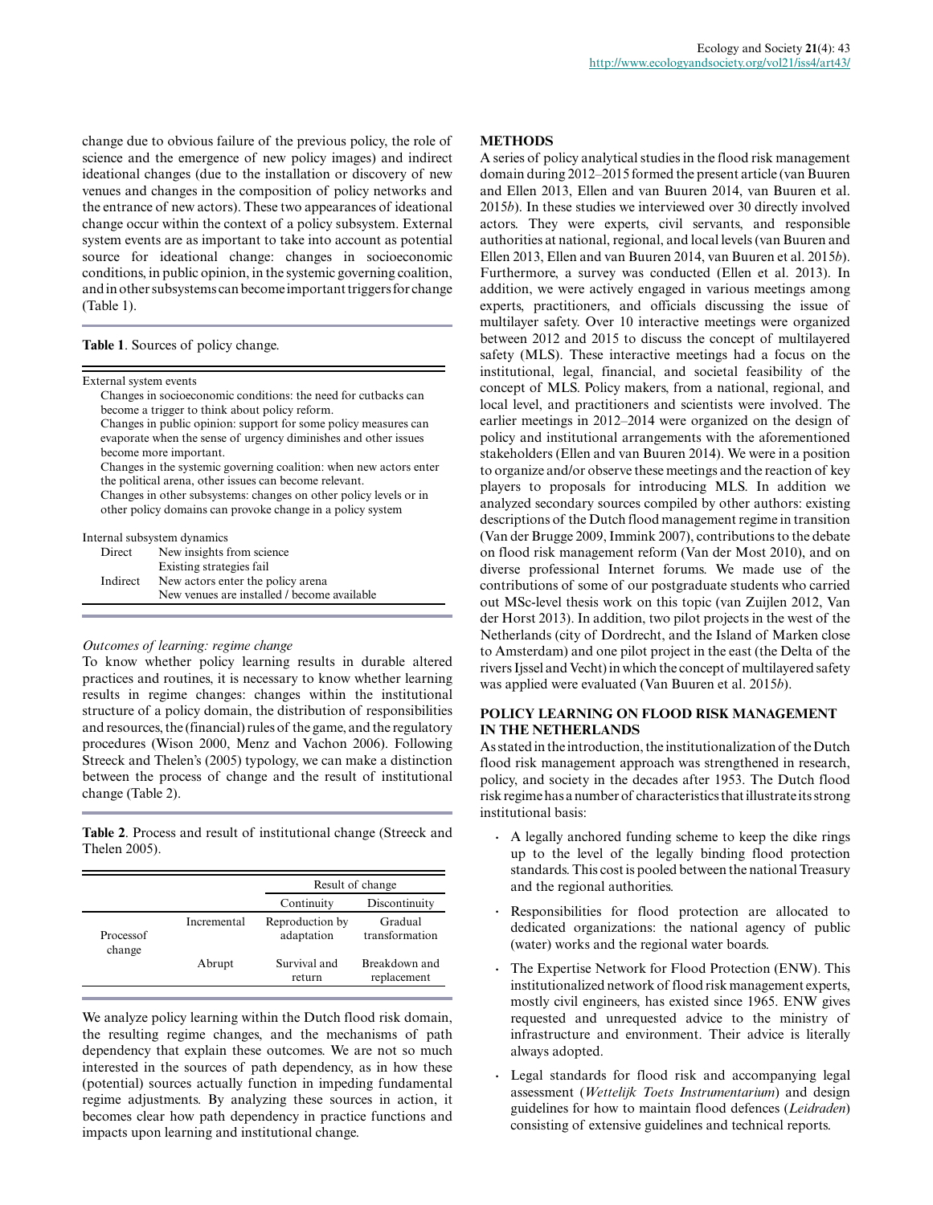change due to obvious failure of the previous policy, the role of science and the emergence of new policy images) and indirect ideational changes (due to the installation or discovery of new venues and changes in the composition of policy networks and the entrance of new actors). These two appearances of ideational change occur within the context of a policy subsystem. External system events are as important to take into account as potential source for ideational change: changes in socioeconomic conditions, in public opinion, in the systemic governing coalition, and in other subsystems can become important triggers for change (Table 1).

**Table 1**. Sources of policy change.

| External system events | |
|---|---|
| Changes in socioeconomic conditions: the need for cutbacks can become a trigger to think about policy reform. | |
| Changes in public opinion: support for some policy measures can evaporate when the sense of urgency diminishes and other issues become more important. | |
| Changes in the systemic governing coalition: when new actors enter the political arena, other issues can become relevant. | |
| Changes in other subsystems: changes on other policy levels or in other policy domains can provoke change in a policy system | |
| **Internal subsystem dynamics** | |
| Direct | New insights from science |
| | Existing strategies fail |
| Indirect | New actors enter the policy arena |
| | New venues are installed / become available |

*Outcomes of learning: regime change*

To know whether policy learning results in durable altered practices and routines, it is necessary to know whether learning results in regime changes: changes within the institutional structure of a policy domain, the distribution of responsibilities and resources, the (financial) rules of the game, and the regulatory procedures (Wison 2000, Menz and Vachon 2006). Following Streeck and Thelen's (2005) typology, we can make a distinction between the process of change and the result of institutional change (Table 2).

**Table 2**. Process and result of institutional change (Streeck and Thelen 2005).

| | | Result of change | |
|---|---|---|---|
| | | Continuity | Discontinuity |
| Processof change | Incremental | Reproduction by adaptation | Gradual transformation |
| | Abrupt | Survival and return | Breakdown and replacement |

We analyze policy learning within the Dutch flood risk domain, the resulting regime changes, and the mechanisms of path dependency that explain these outcomes. We are not so much interested in the sources of path dependency, as in how these (potential) sources actually function in impeding fundamental regime adjustments. By analyzing these sources in action, it becomes clear how path dependency in practice functions and impacts upon learning and institutional change.

## METHODS

A series of policy analytical studies in the flood risk management domain during 2012–2015 formed the present article (van Buuren and Ellen 2013, Ellen and van Buuren 2014, van Buuren et al. 2015*b*). In these studies we interviewed over 30 directly involved actors. They were experts, civil servants, and responsible authorities at national, regional, and local levels (van Buuren and Ellen 2013, Ellen and van Buuren 2014, van Buuren et al. 2015*b*). Furthermore, a survey was conducted (Ellen et al. 2013). In addition, we were actively engaged in various meetings among experts, practitioners, and officials discussing the issue of multilayer safety. Over 10 interactive meetings were organized between 2012 and 2015 to discuss the concept of multilayered safety (MLS). These interactive meetings had a focus on the institutional, legal, financial, and societal feasibility of the concept of MLS. Policy makers, from a national, regional, and local level, and practitioners and scientists were involved. The earlier meetings in 2012–2014 were organized on the design of policy and institutional arrangements with the aforementioned stakeholders (Ellen and van Buuren 2014). We were in a position to organize and/or observe these meetings and the reaction of key players to proposals for introducing MLS. In addition we analyzed secondary sources compiled by other authors: existing descriptions of the Dutch flood management regime in transition (Van der Brugge 2009, Immink 2007), contributions to the debate on flood risk management reform (Van der Most 2010), and on diverse professional Internet forums. We made use of the contributions of some of our postgraduate students who carried out MSc-level thesis work on this topic (van Zuijlen 2012, Van der Horst 2013). In addition, two pilot projects in the west of the Netherlands (city of Dordrecht, and the Island of Marken close to Amsterdam) and one pilot project in the east (the Delta of the rivers Ijssel and Vecht) in which the concept of multilayered safety was applied were evaluated (Van Buuren et al. 2015*b*).

## POLICY LEARNING ON FLOOD RISK MANAGEMENT IN THE NETHERLANDS

As stated in the introduction, the institutionalization of the Dutch flood risk management approach was strengthened in research, policy, and society in the decades after 1953. The Dutch flood risk regime has a number of characteristics that illustrate its strong institutional basis:

- A legally anchored funding scheme to keep the dike rings up to the level of the legally binding flood protection standards. This cost is pooled between the national Treasury and the regional authorities.
- Responsibilities for flood protection are allocated to dedicated organizations: the national agency of public (water) works and the regional water boards.
- The Expertise Network for Flood Protection (ENW). This institutionalized network of flood risk management experts, mostly civil engineers, has existed since 1965. ENW gives requested and unrequested advice to the ministry of infrastructure and environment. Their advice is literally always adopted.
- Legal standards for flood risk and accompanying legal assessment (*Wettelijk Toets Instrumentarium*) and design guidelines for how to maintain flood defences (*Leidraden*) consisting of extensive guidelines and technical reports.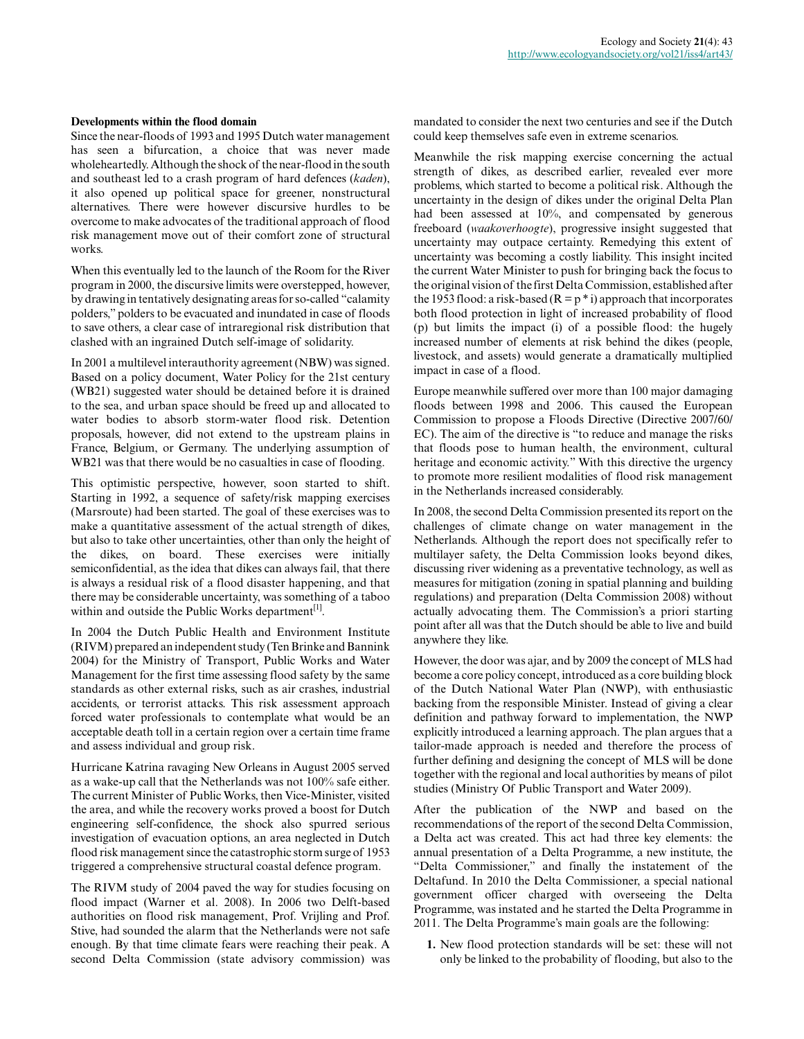**Developments within the flood domain**

Since the near-floods of 1993 and 1995 Dutch water management has seen a bifurcation, a choice that was never made wholeheartedly. Although the shock of the near-flood in the south and southeast led to a crash program of hard defences (*kaden*), it also opened up political space for greener, nonstructural alternatives. There were however discursive hurdles to be overcome to make advocates of the traditional approach of flood risk management move out of their comfort zone of structural works.

When this eventually led to the launch of the Room for the River program in 2000, the discursive limits were overstepped, however, by drawing in tentatively designating areas for so-called "calamity polders," polders to be evacuated and inundated in case of floods to save others, a clear case of intraregional risk distribution that clashed with an ingrained Dutch self-image of solidarity.

In 2001 a multilevel interauthority agreement (NBW) was signed. Based on a policy document, Water Policy for the 21st century (WB21) suggested water should be detained before it is drained to the sea, and urban space should be freed up and allocated to water bodies to absorb storm-water flood risk. Detention proposals, however, did not extend to the upstream plains in France, Belgium, or Germany. The underlying assumption of WB21 was that there would be no casualties in case of flooding.

This optimistic perspective, however, soon started to shift. Starting in 1992, a sequence of safety/risk mapping exercises (Marsroute) had been started. The goal of these exercises was to make a quantitative assessment of the actual strength of dikes, but also to take other uncertainties, other than only the height of the dikes, on board. These exercises were initially semiconfidential, as the idea that dikes can always fail, that there is always a residual risk of a flood disaster happening, and that there may be considerable uncertainty, was something of a taboo within and outside the Public Works department[1].

In 2004 the Dutch Public Health and Environment Institute (RIVM) prepared an independent study (Ten Brinke and Bannink 2004) for the Ministry of Transport, Public Works and Water Management for the first time assessing flood safety by the same standards as other external risks, such as air crashes, industrial accidents, or terrorist attacks. This risk assessment approach forced water professionals to contemplate what would be an acceptable death toll in a certain region over a certain time frame and assess individual and group risk.

Hurricane Katrina ravaging New Orleans in August 2005 served as a wake-up call that the Netherlands was not 100% safe either. The current Minister of Public Works, then Vice-Minister, visited the area, and while the recovery works proved a boost for Dutch engineering self-confidence, the shock also spurred serious investigation of evacuation options, an area neglected in Dutch flood risk management since the catastrophic storm surge of 1953 triggered a comprehensive structural coastal defence program.

The RIVM study of 2004 paved the way for studies focusing on flood impact (Warner et al. 2008). In 2006 two Delft-based authorities on flood risk management, Prof. Vrijling and Prof. Stive, had sounded the alarm that the Netherlands were not safe enough. By that time climate fears were reaching their peak. A second Delta Commission (state advisory commission) was mandated to consider the next two centuries and see if the Dutch could keep themselves safe even in extreme scenarios.

Meanwhile the risk mapping exercise concerning the actual strength of dikes, as described earlier, revealed ever more problems, which started to become a political risk. Although the uncertainty in the design of dikes under the original Delta Plan had been assessed at 10%, and compensated by generous freeboard (*waakoverhoogte*), progressive insight suggested that uncertainty may outpace certainty. Remedying this extent of uncertainty was becoming a costly liability. This insight incited the current Water Minister to push for bringing back the focus to the original vision of the first Delta Commission, established after the 1953 flood: a risk-based ($R = p * i$) approach that incorporates both flood protection in light of increased probability of flood (p) but limits the impact (i) of a possible flood: the hugely increased number of elements at risk behind the dikes (people, livestock, and assets) would generate a dramatically multiplied impact in case of a flood.

Europe meanwhile suffered over more than 100 major damaging floods between 1998 and 2006. This caused the European Commission to propose a Floods Directive (Directive 2007/60/EC). The aim of the directive is "to reduce and manage the risks that floods pose to human health, the environment, cultural heritage and economic activity." With this directive the urgency to promote more resilient modalities of flood risk management in the Netherlands increased considerably.

In 2008, the second Delta Commission presented its report on the challenges of climate change on water management in the Netherlands. Although the report does not specifically refer to multilayer safety, the Delta Commission looks beyond dikes, discussing river widening as a preventative technology, as well as measures for mitigation (zoning in spatial planning and building regulations) and preparation (Delta Commission 2008) without actually advocating them. The Commission's a priori starting point after all was that the Dutch should be able to live and build anywhere they like.

However, the door was ajar, and by 2009 the concept of MLS had become a core policy concept, introduced as a core building block of the Dutch National Water Plan (NWP), with enthusiastic backing from the responsible Minister. Instead of giving a clear definition and pathway forward to implementation, the NWP explicitly introduced a learning approach. The plan argues that a tailor-made approach is needed and therefore the process of further defining and designing the concept of MLS will be done together with the regional and local authorities by means of pilot studies (Ministry Of Public Transport and Water 2009).

After the publication of the NWP and based on the recommendations of the report of the second Delta Commission, a Delta act was created. This act had three key elements: the annual presentation of a Delta Programme, a new institute, the "Delta Commissioner," and finally the instatement of the Deltafund. In 2010 the Delta Commissioner, a special national government officer charged with overseeing the Delta Programme, was instated and he started the Delta Programme in 2011. The Delta Programme's main goals are the following:

1. New flood protection standards will be set: these will not only be linked to the probability of flooding, but also to the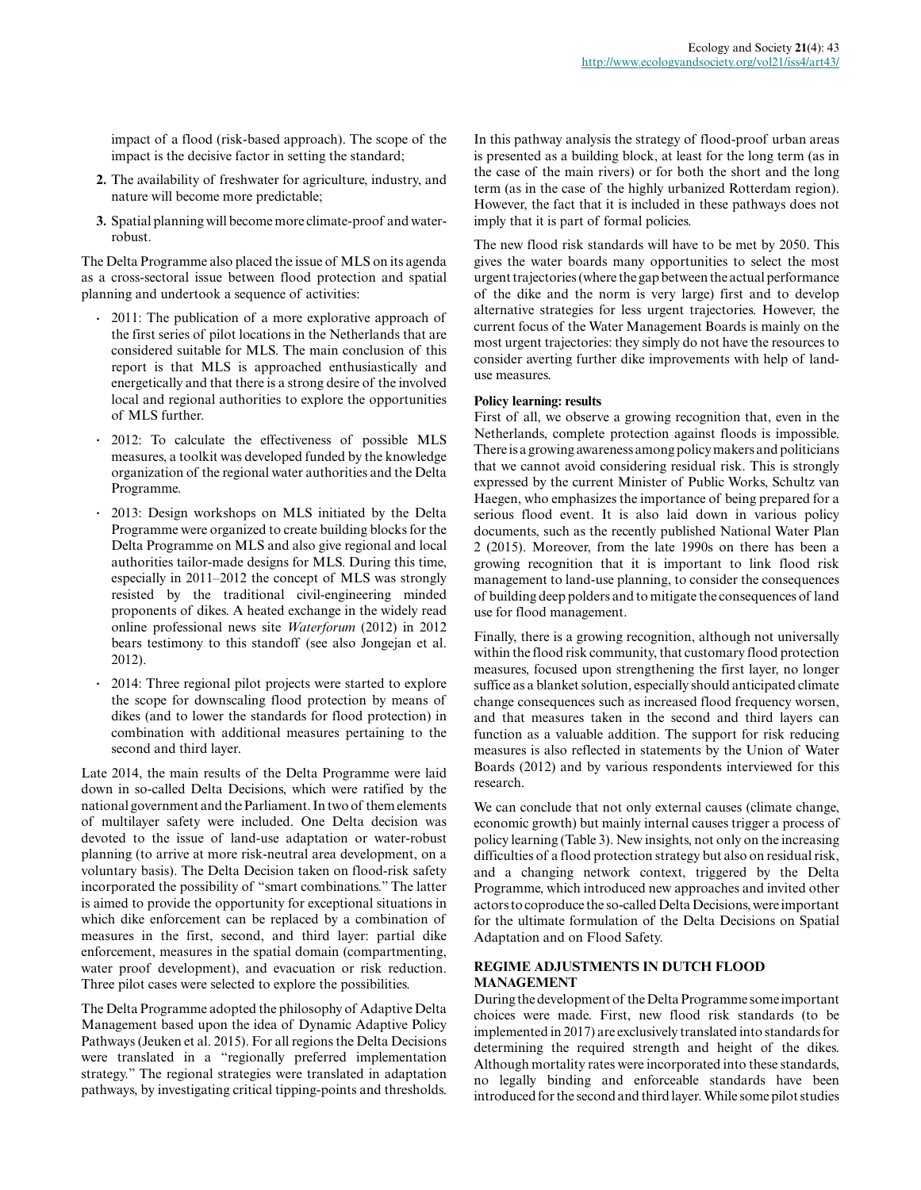impact of a flood (risk-based approach). The scope of the impact is the decisive factor in setting the standard;

2. The availability of freshwater for agriculture, industry, and nature will become more predictable;
3. Spatial planning will become more climate-proof and water-robust.

The Delta Programme also placed the issue of MLS on its agenda as a cross-sectoral issue between flood protection and spatial planning and undertook a sequence of activities:

- 2011: The publication of a more explorative approach of the first series of pilot locations in the Netherlands that are considered suitable for MLS. The main conclusion of this report is that MLS is approached enthusiastically and energetically and that there is a strong desire of the involved local and regional authorities to explore the opportunities of MLS further.
- 2012: To calculate the effectiveness of possible MLS measures, a toolkit was developed funded by the knowledge organization of the regional water authorities and the Delta Programme.
- 2013: Design workshops on MLS initiated by the Delta Programme were organized to create building blocks for the Delta Programme on MLS and also give regional and local authorities tailor-made designs for MLS. During this time, especially in 2011–2012 the concept of MLS was strongly resisted by the traditional civil-engineering minded proponents of dikes. A heated exchange in the widely read online professional news site *Waterforum* (2012) in 2012 bears testimony to this standoff (see also Jongejan et al. 2012).
- 2014: Three regional pilot projects were started to explore the scope for downscaling flood protection by means of dikes (and to lower the standards for flood protection) in combination with additional measures pertaining to the second and third layer.

Late 2014, the main results of the Delta Programme were laid down in so-called Delta Decisions, which were ratified by the national government and the Parliament. In two of them elements of multilayer safety were included. One Delta decision was devoted to the issue of land-use adaptation or water-robust planning (to arrive at more risk-neutral area development, on a voluntary basis). The Delta Decision taken on flood-risk safety incorporated the possibility of "smart combinations." The latter is aimed to provide the opportunity for exceptional situations in which dike enforcement can be replaced by a combination of measures in the first, second, and third layer: partial dike enforcement, measures in the spatial domain (compartmenting, water proof development), and evacuation or risk reduction. Three pilot cases were selected to explore the possibilities.

The Delta Programme adopted the philosophy of Adaptive Delta Management based upon the idea of Dynamic Adaptive Policy Pathways (Jeuken et al. 2015). For all regions the Delta Decisions were translated in a "regionally preferred implementation strategy." The regional strategies were translated in adaptation pathways, by investigating critical tipping-points and thresholds. In this pathway analysis the strategy of flood-proof urban areas is presented as a building block, at least for the long term (as in the case of the main rivers) or for both the short and the long term (as in the case of the highly urbanized Rotterdam region). However, the fact that it is included in these pathways does not imply that it is part of formal policies.

The new flood risk standards will have to be met by 2050. This gives the water boards many opportunities to select the most urgent trajectories (where the gap between the actual performance of the dike and the norm is very large) first and to develop alternative strategies for less urgent trajectories. However, the current focus of the Water Management Boards is mainly on the most urgent trajectories: they simply do not have the resources to consider averting further dike improvements with help of land-use measures.

**Policy learning: results**

First of all, we observe a growing recognition that, even in the Netherlands, complete protection against floods is impossible. There is a growing awareness among policy makers and politicians that we cannot avoid considering residual risk. This is strongly expressed by the current Minister of Public Works, Schultz van Haegen, who emphasizes the importance of being prepared for a serious flood event. It is also laid down in various policy documents, such as the recently published National Water Plan 2 (2015). Moreover, from the late 1990s on there has been a growing recognition that it is important to link flood risk management to land-use planning, to consider the consequences of building deep polders and to mitigate the consequences of land use for flood management.

Finally, there is a growing recognition, although not universally within the flood risk community, that customary flood protection measures, focused upon strengthening the first layer, no longer suffice as a blanket solution, especially should anticipated climate change consequences such as increased flood frequency worsen, and that measures taken in the second and third layers can function as a valuable addition. The support for risk reducing measures is also reflected in statements by the Union of Water Boards (2012) and by various respondents interviewed for this research.

We can conclude that not only external causes (climate change, economic growth) but mainly internal causes trigger a process of policy learning (Table 3). New insights, not only on the increasing difficulties of a flood protection strategy but also on residual risk, and a changing network context, triggered by the Delta Programme, which introduced new approaches and invited other actors to coproduce the so-called Delta Decisions, were important for the ultimate formulation of the Delta Decisions on Spatial Adaptation and on Flood Safety.

## REGIME ADJUSTMENTS IN DUTCH FLOOD MANAGEMENT

During the development of the Delta Programme some important choices were made. First, new flood risk standards (to be implemented in 2017) are exclusively translated into standards for determining the required strength and height of the dikes. Although mortality rates were incorporated into these standards, no legally binding and enforceable standards have been introduced for the second and third layer. While some pilot studies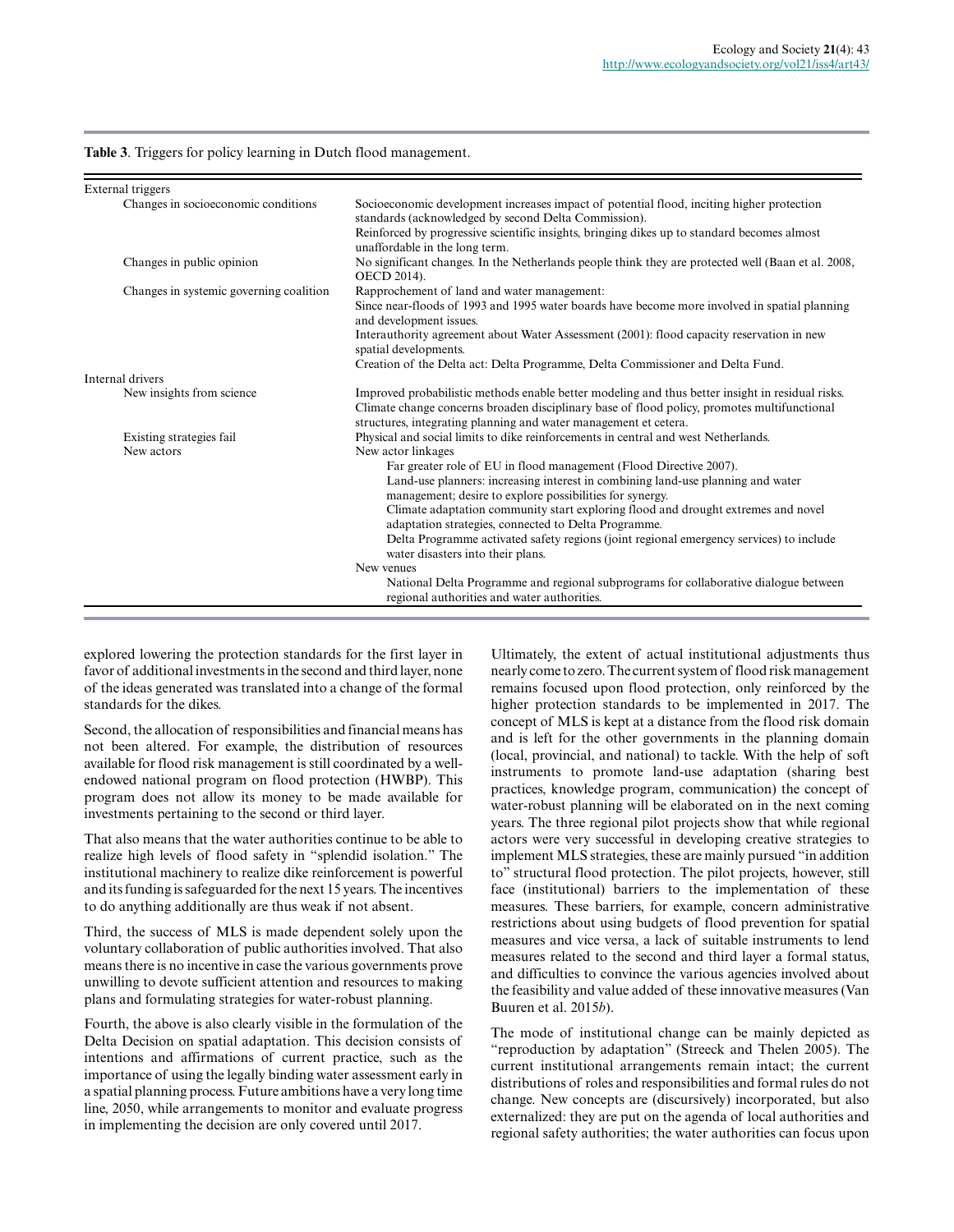**Table 3**. Triggers for policy learning in Dutch flood management.

| | |
|---|---|
| External triggers | |
| Changes in socioeconomic conditions | Socioeconomic development increases impact of potential flood, inciting higher protection standards (acknowledged by second Delta Commission).<br>Reinforced by progressive scientific insights, bringing dikes up to standard becomes almost unaffordable in the long term. |
| Changes in public opinion | No significant changes. In the Netherlands people think they are protected well (Baan et al. 2008, OECD 2014). |
| Changes in systemic governing coalition | Rapprochement of land and water management:<br>Since near-floods of 1993 and 1995 water boards have become more involved in spatial planning and development issues.<br>Interauthority agreement about Water Assessment (2001): flood capacity reservation in new spatial developments.<br>Creation of the Delta act: Delta Programme, Delta Commissioner and Delta Fund. |
| Internal drivers | |
| New insights from science | Improved probabilistic methods enable better modeling and thus better insight in residual risks.<br>Climate change concerns broaden disciplinary base of flood policy, promotes multifunctional structures, integrating planning and water management et cetera. |
| Existing strategies fail | Physical and social limits to dike reinforcements in central and west Netherlands. |
| New actors | New actor linkages<br>Far greater role of EU in flood management (Flood Directive 2007).<br>Land-use planners: increasing interest in combining land-use planning and water management; desire to explore possibilities for synergy.<br>Climate adaptation community start exploring flood and drought extremes and novel adaptation strategies, connected to Delta Programme.<br>Delta Programme activated safety regions (joint regional emergency services) to include water disasters into their plans.<br>New venues<br>National Delta Programme and regional subprograms for collaborative dialogue between regional authorities and water authorities. |

explored lowering the protection standards for the first layer in favor of additional investments in the second and third layer, none of the ideas generated was translated into a change of the formal standards for the dikes.

Second, the allocation of responsibilities and financial means has not been altered. For example, the distribution of resources available for flood risk management is still coordinated by a well-endowed national program on flood protection (HWBP). This program does not allow its money to be made available for investments pertaining to the second or third layer.

That also means that the water authorities continue to be able to realize high levels of flood safety in "splendid isolation." The institutional machinery to realize dike reinforcement is powerful and its funding is safeguarded for the next 15 years. The incentives to do anything additionally are thus weak if not absent.

Third, the success of MLS is made dependent solely upon the voluntary collaboration of public authorities involved. That also means there is no incentive in case the various governments prove unwilling to devote sufficient attention and resources to making plans and formulating strategies for water-robust planning.

Fourth, the above is also clearly visible in the formulation of the Delta Decision on spatial adaptation. This decision consists of intentions and affirmations of current practice, such as the importance of using the legally binding water assessment early in a spatial planning process. Future ambitions have a very long time line, 2050, while arrangements to monitor and evaluate progress in implementing the decision are only covered until 2017.

Ultimately, the extent of actual institutional adjustments thus nearly come to zero. The current system of flood risk management remains focused upon flood protection, only reinforced by the higher protection standards to be implemented in 2017. The concept of MLS is kept at a distance from the flood risk domain and is left for the other governments in the planning domain (local, provincial, and national) to tackle. With the help of soft instruments to promote land-use adaptation (sharing best practices, knowledge program, communication) the concept of water-robust planning will be elaborated on in the next coming years. The three regional pilot projects show that while regional actors were very successful in developing creative strategies to implement MLS strategies, these are mainly pursued "in addition to" structural flood protection. The pilot projects, however, still face (institutional) barriers to the implementation of these measures. These barriers, for example, concern administrative restrictions about using budgets of flood prevention for spatial measures and vice versa, a lack of suitable instruments to lend measures related to the second and third layer a formal status, and difficulties to convince the various agencies involved about the feasibility and value added of these innovative measures (Van Buuren et al. 2015*b*).

The mode of institutional change can be mainly depicted as "reproduction by adaptation" (Streeck and Thelen 2005). The current institutional arrangements remain intact; the current distributions of roles and responsibilities and formal rules do not change. New concepts are (discursively) incorporated, but also externalized: they are put on the agenda of local authorities and regional safety authorities; the water authorities can focus upon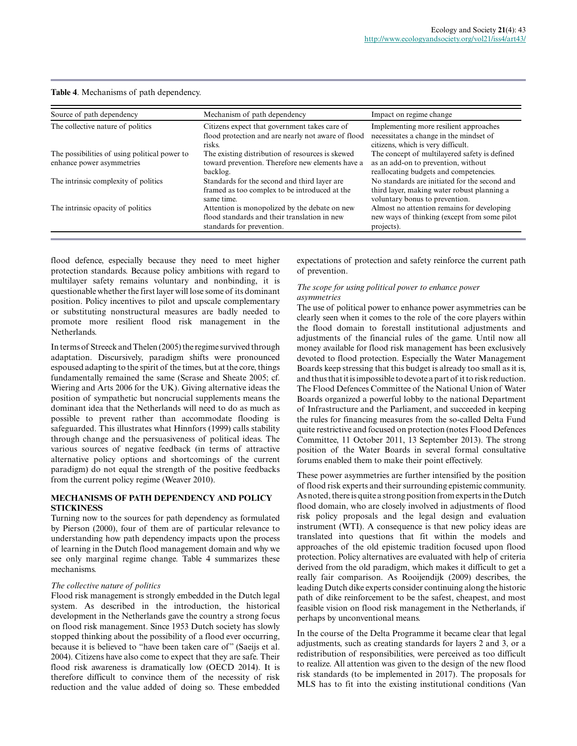**Table 4**. Mechanisms of path dependency.

| Source of path dependency | Mechanism of path dependency | Impact on regime change |
| --- | --- | --- |
| The collective nature of politics | Citizens expect that government takes care of flood protection and are nearly not aware of flood risks. | Implementing more resilient approaches necessitates a change in the mindset of citizens, which is very difficult. |
| The possibilities of using political power to enhance power asymmetries | The existing distribution of resources is skewed toward prevention. Therefore new elements have a backlog. | The concept of multilayered safety is defined as an add-on to prevention, without reallocating budgets and competencies. |
| The intrinsic complexity of politics | Standards for the second and third layer are framed as too complex to be introduced at the same time. | No standards are initiated for the second and third layer, making water robust planning a voluntary bonus to prevention. |
| The intrinsic opacity of politics | Attention is monopolized by the debate on new flood standards and their translation in new standards for prevention. | Almost no attention remains for developing new ways of thinking (except from some pilot projects). |

flood defence, especially because they need to meet higher protection standards. Because policy ambitions with regard to multilayer safety remains voluntary and nonbinding, it is questionable whether the first layer will lose some of its dominant position. Policy incentives to pilot and upscale complementary or substituting nonstructural measures are badly needed to promote more resilient flood risk management in the Netherlands.

In terms of Streeck and Thelen (2005) the regime survived through adaptation. Discursively, paradigm shifts were pronounced espoused adapting to the spirit of the times, but at the core, things fundamentally remained the same (Scrase and Sheate 2005; cf. Wiering and Arts 2006 for the UK). Giving alternative ideas the position of sympathetic but noncrucial supplements means the dominant idea that the Netherlands will need to do as much as possible to prevent rather than accommodate flooding is safeguarded. This illustrates what Hinnfors (1999) calls stability through change and the persuasiveness of political ideas. The various sources of negative feedback (in terms of attractive alternative policy options and shortcomings of the current paradigm) do not equal the strength of the positive feedbacks from the current policy regime (Weaver 2010).

## MECHANISMS OF PATH DEPENDENCY AND POLICY STICKINESS

Turning now to the sources for path dependency as formulated by Pierson (2000), four of them are of particular relevance to understanding how path dependency impacts upon the process of learning in the Dutch flood management domain and why we see only marginal regime change. Table 4 summarizes these mechanisms.

### *The collective nature of politics*

Flood risk management is strongly embedded in the Dutch legal system. As described in the introduction, the historical development in the Netherlands gave the country a strong focus on flood risk management. Since 1953 Dutch society has slowly stopped thinking about the possibility of a flood ever occurring, because it is believed to "have been taken care of" (Saeijs et al. 2004). Citizens have also come to expect that they are safe. Their flood risk awareness is dramatically low (OECD 2014). It is therefore difficult to convince them of the necessity of risk reduction and the value added of doing so. These embedded expectations of protection and safety reinforce the current path of prevention.

### *The scope for using political power to enhance power asymmetries*

The use of political power to enhance power asymmetries can be clearly seen when it comes to the role of the core players within the flood domain to forestall institutional adjustments and adjustments of the financial rules of the game. Until now all money available for flood risk management has been exclusively devoted to flood protection. Especially the Water Management Boards keep stressing that this budget is already too small as it is, and thus that it is impossible to devote a part of it to risk reduction. The Flood Defences Committee of the National Union of Water Boards organized a powerful lobby to the national Department of Infrastructure and the Parliament, and succeeded in keeping the rules for financing measures from the so-called Delta Fund quite restrictive and focused on protection (notes Flood Defences Committee, 11 October 2011, 13 September 2013). The strong position of the Water Boards in several formal consultative forums enabled them to make their point effectively.

These power asymmetries are further intensified by the position of flood risk experts and their surrounding epistemic community. As noted, there is quite a strong position from experts in the Dutch flood domain, who are closely involved in adjustments of flood risk policy proposals and the legal design and evaluation instrument (WTI). A consequence is that new policy ideas are translated into questions that fit within the models and approaches of the old epistemic tradition focused upon flood protection. Policy alternatives are evaluated with help of criteria derived from the old paradigm, which makes it difficult to get a really fair comparison. As Rooijendijk (2009) describes, the leading Dutch dike experts consider continuing along the historic path of dike reinforcement to be the safest, cheapest, and most feasible vision on flood risk management in the Netherlands, if perhaps by unconventional means.

In the course of the Delta Programme it became clear that legal adjustments, such as creating standards for layers 2 and 3, or a redistribution of responsibilities, were perceived as too difficult to realize. All attention was given to the design of the new flood risk standards (to be implemented in 2017). The proposals for MLS has to fit into the existing institutional conditions (Van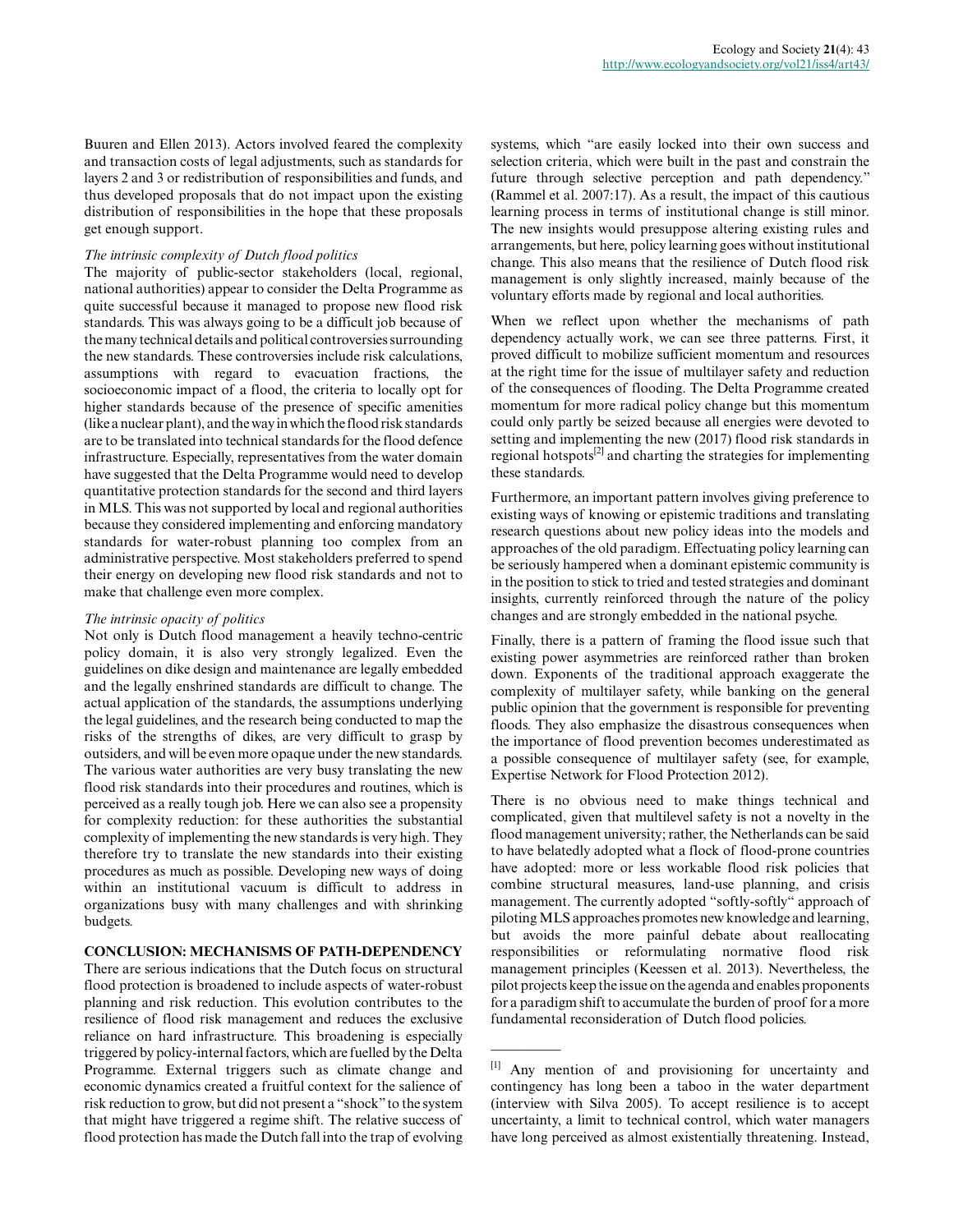Buuren and Ellen 2013). Actors involved feared the complexity and transaction costs of legal adjustments, such as standards for layers 2 and 3 or redistribution of responsibilities and funds, and thus developed proposals that do not impact upon the existing distribution of responsibilities in the hope that these proposals get enough support.

*The intrinsic complexity of Dutch flood politics*

The majority of public-sector stakeholders (local, regional, national authorities) appear to consider the Delta Programme as quite successful because it managed to propose new flood risk standards. This was always going to be a difficult job because of the many technical details and political controversies surrounding the new standards. These controversies include risk calculations, assumptions with regard to evacuation fractions, the socioeconomic impact of a flood, the criteria to locally opt for higher standards because of the presence of specific amenities (like a nuclear plant), and the way in which the flood risk standards are to be translated into technical standards for the flood defence infrastructure. Especially, representatives from the water domain have suggested that the Delta Programme would need to develop quantitative protection standards for the second and third layers in MLS. This was not supported by local and regional authorities because they considered implementing and enforcing mandatory standards for water-robust planning too complex from an administrative perspective. Most stakeholders preferred to spend their energy on developing new flood risk standards and not to make that challenge even more complex.

*The intrinsic opacity of politics*

Not only is Dutch flood management a heavily techno-centric policy domain, it is also very strongly legalized. Even the guidelines on dike design and maintenance are legally embedded and the legally enshrined standards are difficult to change. The actual application of the standards, the assumptions underlying the legal guidelines, and the research being conducted to map the risks of the strengths of dikes, are very difficult to grasp by outsiders, and will be even more opaque under the new standards. The various water authorities are very busy translating the new flood risk standards into their procedures and routines, which is perceived as a really tough job. Here we can also see a propensity for complexity reduction: for these authorities the substantial complexity of implementing the new standards is very high. They therefore try to translate the new standards into their existing procedures as much as possible. Developing new ways of doing within an institutional vacuum is difficult to address in organizations busy with many challenges and with shrinking budgets.

## CONCLUSION: MECHANISMS OF PATH-DEPENDENCY

There are serious indications that the Dutch focus on structural flood protection is broadened to include aspects of water-robust planning and risk reduction. This evolution contributes to the resilience of flood risk management and reduces the exclusive reliance on hard infrastructure. This broadening is especially triggered by policy-internal factors, which are fuelled by the Delta Programme. External triggers such as climate change and economic dynamics created a fruitful context for the salience of risk reduction to grow, but did not present a "shock" to the system that might have triggered a regime shift. The relative success of flood protection has made the Dutch fall into the trap of evolving systems, which "are easily locked into their own success and selection criteria, which were built in the past and constrain the future through selective perception and path dependency." (Rammel et al. 2007:17). As a result, the impact of this cautious learning process in terms of institutional change is still minor. The new insights would presuppose altering existing rules and arrangements, but here, policy learning goes without institutional change. This also means that the resilience of Dutch flood risk management is only slightly increased, mainly because of the voluntary efforts made by regional and local authorities.

When we reflect upon whether the mechanisms of path dependency actually work, we can see three patterns. First, it proved difficult to mobilize sufficient momentum and resources at the right time for the issue of multilayer safety and reduction of the consequences of flooding. The Delta Programme created momentum for more radical policy change but this momentum could only partly be seized because all energies were devoted to setting and implementing the new (2017) flood risk standards in regional hotspots[2] and charting the strategies for implementing these standards.

Furthermore, an important pattern involves giving preference to existing ways of knowing or epistemic traditions and translating research questions about new policy ideas into the models and approaches of the old paradigm. Effectuating policy learning can be seriously hampered when a dominant epistemic community is in the position to stick to tried and tested strategies and dominant insights, currently reinforced through the nature of the policy changes and are strongly embedded in the national psyche.

Finally, there is a pattern of framing the flood issue such that existing power asymmetries are reinforced rather than broken down. Exponents of the traditional approach exaggerate the complexity of multilayer safety, while banking on the general public opinion that the government is responsible for preventing floods. They also emphasize the disastrous consequences when the importance of flood prevention becomes underestimated as a possible consequence of multilayer safety (see, for example, Expertise Network for Flood Protection 2012).

There is no obvious need to make things technical and complicated, given that multilevel safety is not a novelty in the flood management university; rather, the Netherlands can be said to have belatedly adopted what a flock of flood-prone countries have adopted: more or less workable flood risk policies that combine structural measures, land-use planning, and crisis management. The currently adopted "softly-softly" approach of piloting MLS approaches promotes new knowledge and learning, but avoids the more painful debate about reallocating responsibilities or reformulating normative flood risk management principles (Keessen et al. 2013). Nevertheless, the pilot projects keep the issue on the agenda and enables proponents for a paradigm shift to accumulate the burden of proof for a more fundamental reconsideration of Dutch flood policies.

---

[1] Any mention of and provisioning for uncertainty and contingency has long been a taboo in the water department (interview with Silva 2005). To accept resilience is to accept uncertainty, a limit to technical control, which water managers have long perceived as almost existentially threatening. Instead,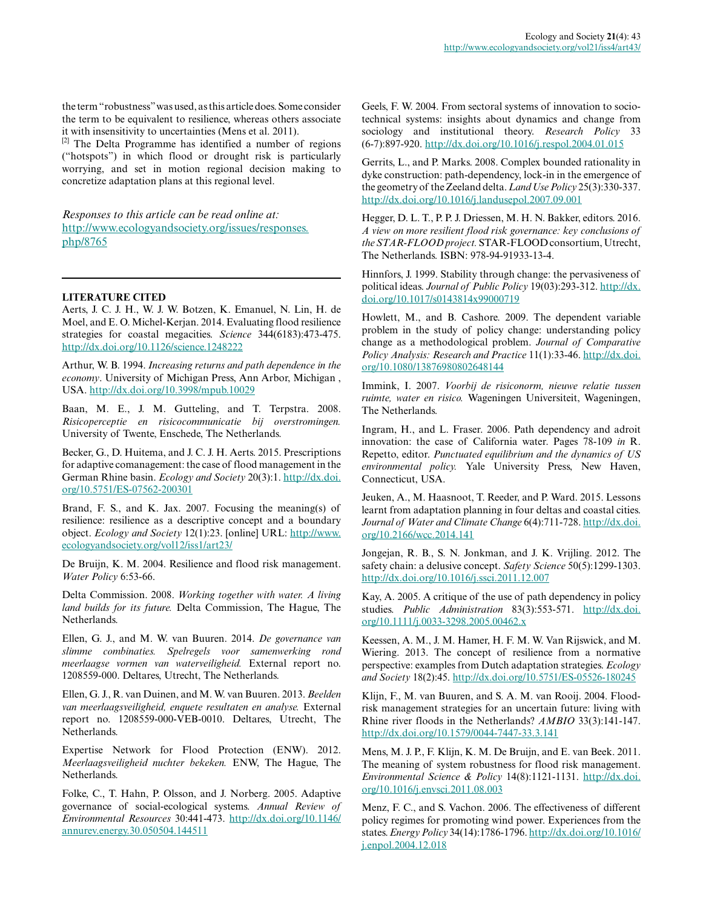the term "robustness" was used, as this article does. Some consider the term to be equivalent to resilience, whereas others associate it with insensitivity to uncertainties (Mens et al. 2011).

[2] The Delta Programme has identified a number of regions ("hotspots") in which flood or drought risk is particularly worrying, and set in motion regional decision making to concretize adaptation plans at this regional level.

*Responses to this article can be read online at:*
http://www.ecologyandsociety.org/issues/responses.php/8765

---

**LITERATURE CITED**

Aerts, J. C. J. H., W. J. W. Botzen, K. Emanuel, N. Lin, H. de Moel, and E. O. Michel-Kerjan. 2014. Evaluating flood resilience strategies for coastal megacities. *Science* 344(6183):473-475. http://dx.doi.org/10.1126/science.1248222

Arthur, W. B. 1994. *Increasing returns and path dependence in the economy*. University of Michigan Press, Ann Arbor, Michigan , USA. http://dx.doi.org/10.3998/mpub.10029

Baan, M. E., J. M. Gutteling, and T. Terpstra. 2008. *Risicoperceptie en risicocommunicatie bij overstromingen.* University of Twente, Enschede, The Netherlands.

Becker, G., D. Huitema, and J. C. J. H. Aerts. 2015. Prescriptions for adaptive comanagement: the case of flood management in the German Rhine basin. *Ecology and Society* 20(3):1. http://dx.doi.org/10.5751/ES-07562-200301

Brand, F. S., and K. Jax. 2007. Focusing the meaning(s) of resilience: resilience as a descriptive concept and a boundary object. *Ecology and Society* 12(1):23. [online] URL: http://www.ecologyandsociety.org/vol12/iss1/art23/

De Bruijn, K. M. 2004. Resilience and flood risk management. *Water Policy* 6:53-66.

Delta Commission. 2008. *Working together with water. A living land builds for its future.* Delta Commission, The Hague, The Netherlands.

Ellen, G. J., and M. W. van Buuren. 2014. *De governance van slimme combinaties. Spelregels voor samenwerking rond meerlaagse vormen van waterveiligheid.* External report no. 1208559-000. Deltares, Utrecht, The Netherlands.

Ellen, G. J., R. van Duinen, and M. W. van Buuren. 2013. *Beelden van meerlaagsveiligheid, enquete resultaten en analyse.* External report no. 1208559-000-VEB-0010. Deltares, Utrecht, The Netherlands.

Expertise Network for Flood Protection (ENW). 2012. *Meerlaagsveiligheid nuchter bekeken.* ENW, The Hague, The Netherlands.

Folke, C., T. Hahn, P. Olsson, and J. Norberg. 2005. Adaptive governance of social-ecological systems. *Annual Review of Environmental Resources* 30:441-473. http://dx.doi.org/10.1146/annurev.energy.30.050504.144511

Geels, F. W. 2004. From sectoral systems of innovation to socio-technical systems: insights about dynamics and change from sociology and institutional theory. *Research Policy* 33 (6-7):897-920. http://dx.doi.org/10.1016/j.respol.2004.01.015

Gerrits, L., and P. Marks. 2008. Complex bounded rationality in dyke construction: path-dependency, lock-in in the emergence of the geometry of the Zeeland delta. *Land Use Policy* 25(3):330-337. http://dx.doi.org/10.1016/j.landusepol.2007.09.001

Hegger, D. L. T., P. P. J. Driessen, M. H. N. Bakker, editors. 2016. *A view on more resilient flood risk governance: key conclusions of the STAR-FLOOD project.* STAR-FLOOD consortium, Utrecht, The Netherlands. ISBN: 978-94-91933-13-4.

Hinnfors, J. 1999. Stability through change: the pervasiveness of political ideas. *Journal of Public Policy* 19(03):293-312. http://dx.doi.org/10.1017/s0143814x99000719

Howlett, M., and B. Cashore. 2009. The dependent variable problem in the study of policy change: understanding policy change as a methodological problem. *Journal of Comparative Policy Analysis: Research and Practice* 11(1):33-46. http://dx.doi.org/10.1080/13876980802648144

Immink, I. 2007. *Voorbij de risiconorm, nieuwe relatie tussen ruimte, water en risico.* Wageningen Universiteit, Wageningen, The Netherlands.

Ingram, H., and L. Fraser. 2006. Path dependency and adroit innovation: the case of California water. Pages 78-109 *in* R. Repetto, editor. *Punctuated equilibrium and the dynamics of US environmental policy.* Yale University Press, New Haven, Connecticut, USA.

Jeuken, A., M. Haasnoot, T. Reeder, and P. Ward. 2015. Lessons learnt from adaptation planning in four deltas and coastal cities. *Journal of Water and Climate Change* 6(4):711-728. http://dx.doi.org/10.2166/wcc.2014.141

Jongejan, R. B., S. N. Jonkman, and J. K. Vrijling. 2012. The safety chain: a delusive concept. *Safety Science* 50(5):1299-1303. http://dx.doi.org/10.1016/j.ssci.2011.12.007

Kay, A. 2005. A critique of the use of path dependency in policy studies. *Public Administration* 83(3):553-571. http://dx.doi.org/10.1111/j.0033-3298.2005.00462.x

Keessen, A. M., J. M. Hamer, H. F. M. W. Van Rijswick, and M. Wiering. 2013. The concept of resilience from a normative perspective: examples from Dutch adaptation strategies. *Ecology and Society* 18(2):45. http://dx.doi.org/10.5751/ES-05526-180245

Klijn, F., M. van Buuren, and S. A. M. van Rooij. 2004. Flood-risk management strategies for an uncertain future: living with Rhine river floods in the Netherlands? *AMBIO* 33(3):141-147. http://dx.doi.org/10.1579/0044-7447-33.3.141

Mens, M. J. P., F. Klijn, K. M. De Bruijn, and E. van Beek. 2011. The meaning of system robustness for flood risk management. *Environmental Science & Policy* 14(8):1121-1131. http://dx.doi.org/10.1016/j.envsci.2011.08.003

Menz, F. C., and S. Vachon. 2006. The effectiveness of different policy regimes for promoting wind power. Experiences from the states. *Energy Policy* 34(14):1786-1796. http://dx.doi.org/10.1016/j.enpol.2004.12.018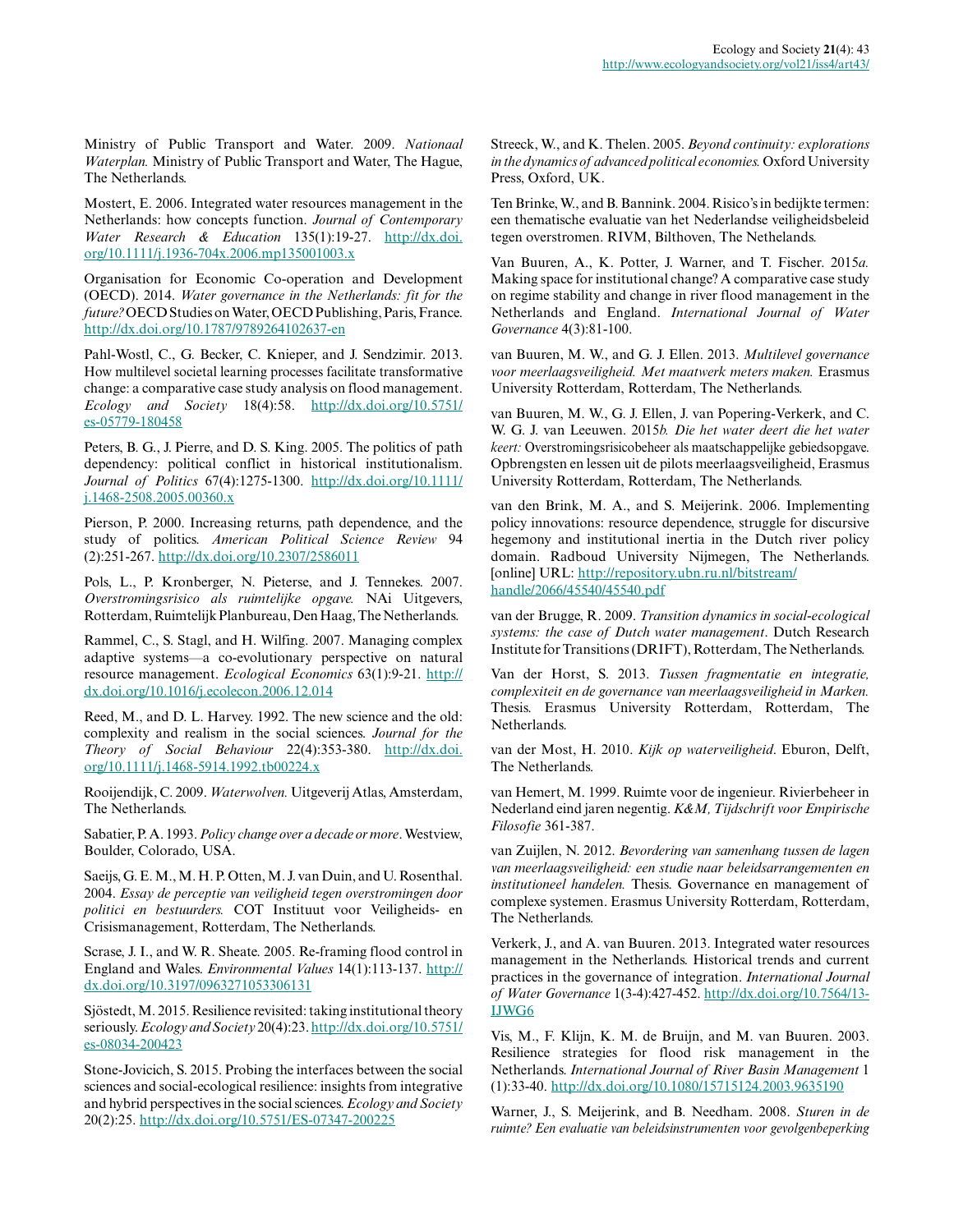Ministry of Public Transport and Water. 2009. *Nationaal Waterplan.* Ministry of Public Transport and Water, The Hague, The Netherlands.

Mostert, E. 2006. Integrated water resources management in the Netherlands: how concepts function. *Journal of Contemporary Water Research & Education* 135(1):19-27. http://dx.doi.org/10.1111/j.1936-704x.2006.mp135001003.x

Organisation for Economic Co-operation and Development (OECD). 2014. *Water governance in the Netherlands: fit for the future?* OECD Studies on Water, OECD Publishing, Paris, France. http://dx.doi.org/10.1787/9789264102637-en

Pahl-Wostl, C., G. Becker, C. Knieper, and J. Sendzimir. 2013. How multilevel societal learning processes facilitate transformative change: a comparative case study analysis on flood management. *Ecology and Society* 18(4):58. http://dx.doi.org/10.5751/es-05779-180458

Peters, B. G., J. Pierre, and D. S. King. 2005. The politics of path dependency: political conflict in historical institutionalism. *Journal of Politics* 67(4):1275-1300. http://dx.doi.org/10.1111/j.1468-2508.2005.00360.x

Pierson, P. 2000. Increasing returns, path dependence, and the study of politics. *American Political Science Review* 94 (2):251-267. http://dx.doi.org/10.2307/2586011

Pols, L., P. Kronberger, N. Pieterse, and J. Tennekes. 2007. *Overstromingsrisico als ruimtelijke opgave.* NAi Uitgevers, Rotterdam, Ruimtelijk Planbureau, Den Haag, The Netherlands.

Rammel, C., S. Stagl, and H. Wilfing. 2007. Managing complex adaptive systems—a co-evolutionary perspective on natural resource management. *Ecological Economics* 63(1):9-21. http://dx.doi.org/10.1016/j.ecolecon.2006.12.014

Reed, M., and D. L. Harvey. 1992. The new science and the old: complexity and realism in the social sciences. *Journal for the Theory of Social Behaviour* 22(4):353-380. http://dx.doi.org/10.1111/j.1468-5914.1992.tb00224.x

Rooijendijk, C. 2009. *Waterwolven.* Uitgeverij Atlas, Amsterdam, The Netherlands.

Sabatier, P. A. 1993. *Policy change over a decade or more*. Westview, Boulder, Colorado, USA.

Saeijs, G. E. M., M. H. P. Otten, M. J. van Duin, and U. Rosenthal. 2004. *Essay de perceptie van veiligheid tegen overstromingen door politici en bestuurders.* COT Instituut voor Veiligheids- en Crisismanagement, Rotterdam, The Netherlands.

Scrase, J. I., and W. R. Sheate. 2005. Re-framing flood control in England and Wales. *Environmental Values* 14(1):113-137. http://dx.doi.org/10.3197/0963271053306131

Sjöstedt, M. 2015. Resilience revisited: taking institutional theory seriously. *Ecology and Society* 20(4):23. http://dx.doi.org/10.5751/es-08034-200423

Stone-Jovicich, S. 2015. Probing the interfaces between the social sciences and social-ecological resilience: insights from integrative and hybrid perspectives in the social sciences. *Ecology and Society* 20(2):25. http://dx.doi.org/10.5751/ES-07347-200225

Streeck, W., and K. Thelen. 2005. *Beyond continuity: explorations in the dynamics of advanced political economies.* Oxford University Press, Oxford, UK.

Ten Brinke, W., and B. Bannink. 2004. Risico's in bedijkte termen: een thematische evaluatie van het Nederlandse veiligheidsbeleid tegen overstromen. RIVM, Bilthoven, The Nethelands.

Van Buuren, A., K. Potter, J. Warner, and T. Fischer. 2015*a.* Making space for institutional change? A comparative case study on regime stability and change in river flood management in the Netherlands and England. *International Journal of Water Governance* 4(3):81-100.

van Buuren, M. W., and G. J. Ellen. 2013. *Multilevel governance voor meerlaagsveiligheid. Met maatwerk meters maken.* Erasmus University Rotterdam, Rotterdam, The Netherlands.

van Buuren, M. W., G. J. Ellen, J. van Popering-Verkerk, and C. W. G. J. van Leeuwen. 2015*b. Die het water deert die het water keert:* Overstromingsrisicobeheer als maatschappelijke gebiedsopgave. Opbrengsten en lessen uit de pilots meerlaagsveiligheid, Erasmus University Rotterdam, Rotterdam, The Netherlands.

van den Brink, M. A., and S. Meijerink. 2006. Implementing policy innovations: resource dependence, struggle for discursive hegemony and institutional inertia in the Dutch river policy domain. Radboud University Nijmegen, The Netherlands. [online] URL: http://repository.ubn.ru.nl/bitstream/handle/2066/45540/45540.pdf

van der Brugge, R. 2009. *Transition dynamics in social-ecological systems: the case of Dutch water management*. Dutch Research Institute for Transitions (DRIFT), Rotterdam, The Netherlands.

Van der Horst, S. 2013. *Tussen fragmentatie en integratie, complexiteit en de governance van meerlaagsveiligheid in Marken.* Thesis. Erasmus University Rotterdam, Rotterdam, The Netherlands.

van der Most, H. 2010. *Kijk op waterveiligheid*. Eburon, Delft, The Netherlands.

van Hemert, M. 1999. Ruimte voor de ingenieur. Rivierbeheer in Nederland eind jaren negentig. *K&M, Tijdschrift voor Empirische Filosofie* 361-387.

van Zuijlen, N. 2012. *Bevordering van samenhang tussen de lagen van meerlaagsveiligheid: een studie naar beleidsarrangementen en institutioneel handelen.* Thesis. Governance en management of complexe systemen. Erasmus University Rotterdam, Rotterdam, The Netherlands.

Verkerk, J., and A. van Buuren. 2013. Integrated water resources management in the Netherlands. Historical trends and current practices in the governance of integration. *International Journal of Water Governance* 1(3-4):427-452. http://dx.doi.org/10.7564/13-IJWG6

Vis, M., F. Klijn, K. M. de Bruijn, and M. van Buuren. 2003. Resilience strategies for flood risk management in the Netherlands. *International Journal of River Basin Management* 1 (1):33-40. http://dx.doi.org/10.1080/15715124.2003.9635190

Warner, J., S. Meijerink, and B. Needham. 2008. *Sturen in de ruimte? Een evaluatie van beleidsinstrumenten voor gevolgenbeperking*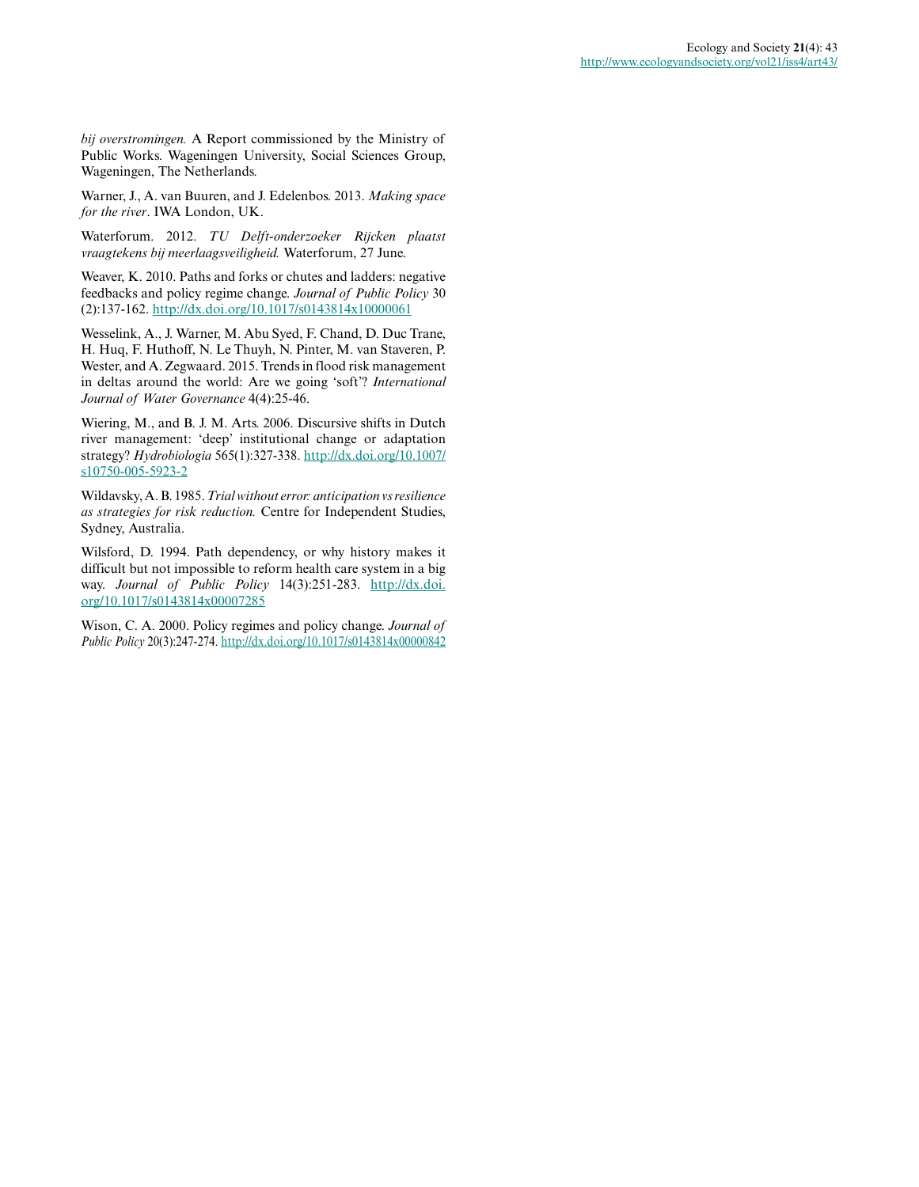*bij overstromingen.* A Report commissioned by the Ministry of Public Works. Wageningen University, Social Sciences Group, Wageningen, The Netherlands.

Warner, J., A. van Buuren, and J. Edelenbos. 2013. *Making space for the river*. IWA London, UK.

Waterforum. 2012. *TU Delft-onderzoeker Rijcken plaatst vraagtekens bij meerlaagsveiligheid.* Waterforum, 27 June.

Weaver, K. 2010. Paths and forks or chutes and ladders: negative feedbacks and policy regime change. *Journal of Public Policy* 30 (2):137-162. http://dx.doi.org/10.1017/s0143814x10000061

Wesselink, A., J. Warner, M. Abu Syed, F. Chand, D. Duc Trane, H. Huq, F. Huthoff, N. Le Thuyh, N. Pinter, M. van Staveren, P. Wester, and A. Zegwaard. 2015. Trends in flood risk management in deltas around the world: Are we going 'soft'? *International Journal of Water Governance* 4(4):25-46.

Wiering, M., and B. J. M. Arts. 2006. Discursive shifts in Dutch river management: 'deep' institutional change or adaptation strategy? *Hydrobiologia* 565(1):327-338. http://dx.doi.org/10.1007/s10750-005-5923-2

Wildavsky, A. B. 1985. *Trial without error: anticipation vs resilience as strategies for risk reduction.* Centre for Independent Studies, Sydney, Australia.

Wilsford, D. 1994. Path dependency, or why history makes it difficult but not impossible to reform health care system in a big way. *Journal of Public Policy* 14(3):251-283. http://dx.doi.org/10.1017/s0143814x00007285

Wison, C. A. 2000. Policy regimes and policy change. *Journal of Public Policy* 20(3):247-274. http://dx.doi.org/10.1017/s0143814x00000842